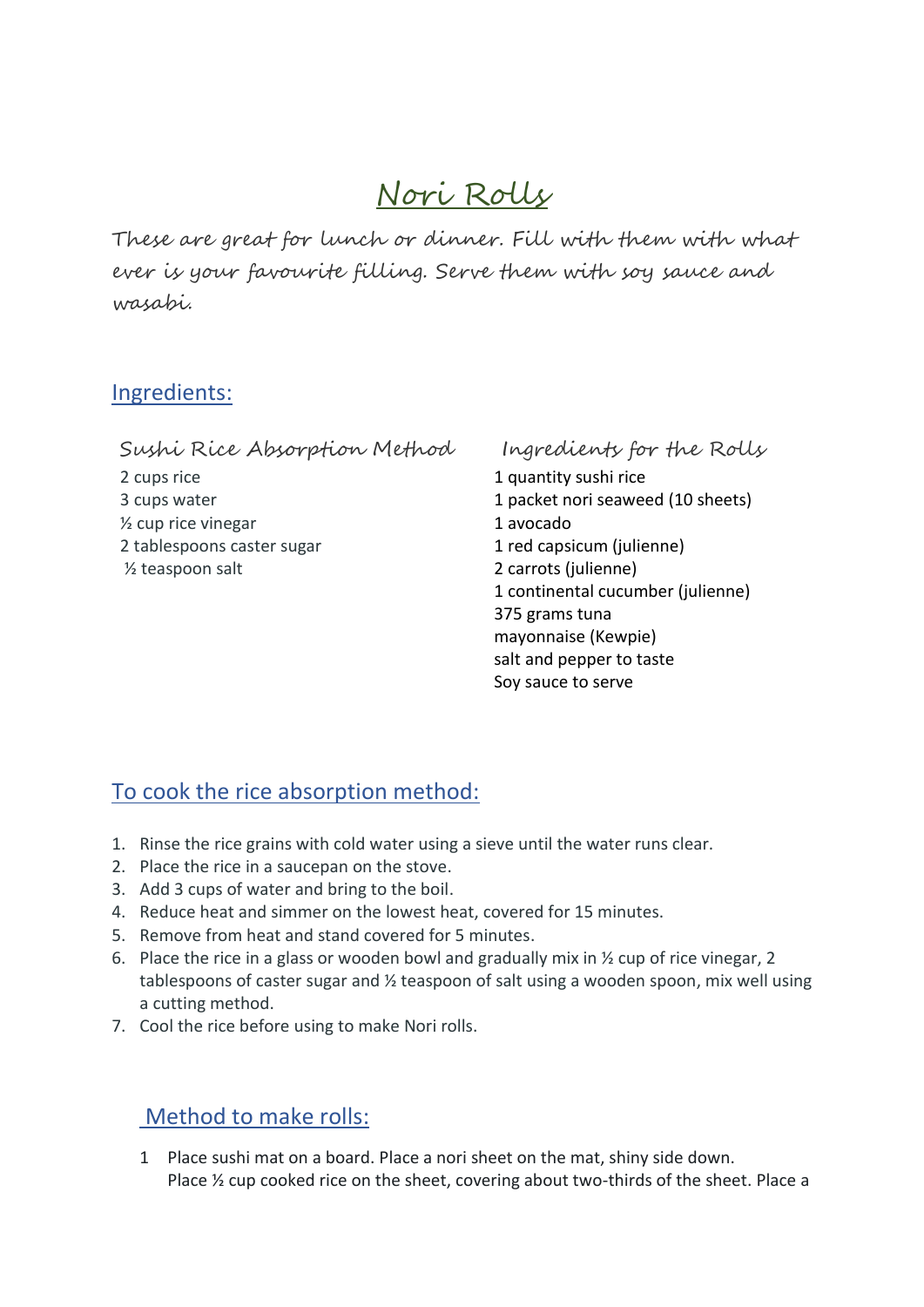// Nori Rolls

These are great for lunch or dinner. Fill with them with what ever is your favourite filling. Serve them with soy sauce and wasabi.

## Ingredients:

### Sushi Rice Absorption Method

2 cups rice
3 cups water
½ cup rice vinegar
2 tablespoons caster sugar
½ teaspoon salt

### Ingredients for the Rolls

1 quantity sushi rice
1 packet nori seaweed (10 sheets)
1 avocado
1 red capsicum (julienne)
2 carrots (julienne)
1 continental cucumber (julienne)
375 grams tuna
mayonnaise (Kewpie)
salt and pepper to taste
Soy sauce to serve

## To cook the rice absorption method:

1. Rinse the rice grains with cold water using a sieve until the water runs clear.
2. Place the rice in a saucepan on the stove.
3. Add 3 cups of water and bring to the boil.
4. Reduce heat and simmer on the lowest heat, covered for 15 minutes.
5. Remove from heat and stand covered for 5 minutes.
6. Place the rice in a glass or wooden bowl and gradually mix in ½ cup of rice vinegar, 2 tablespoons of caster sugar and ½ teaspoon of salt using a wooden spoon, mix well using a cutting method.
7. Cool the rice before using to make Nori rolls.

## Method to make rolls:

1 Place sushi mat on a board. Place a nori sheet on the mat, shiny side down. Place ½ cup cooked rice on the sheet, covering about two-thirds of the sheet. Place a

# Nori Rolls

These are great for lunch or dinner. Fill with them with what ever is your favourite filling. Serve them with soy sauce and wasabi.

## Ingredients:

### Sushi Rice Absorption Method

2 cups rice
3 cups water
½ cup rice vinegar
2 tablespoons caster sugar
½ teaspoon salt

### Ingredients for the Rolls

1 quantity sushi rice
1 packet nori seaweed (10 sheets)
1 avocado
1 red capsicum (julienne)
2 carrots (julienne)
1 continental cucumber (julienne)
375 grams tuna
mayonnaise (Kewpie)
salt and pepper to taste
Soy sauce to serve

## To cook the rice absorption method:

1. Rinse the rice grains with cold water using a sieve until the water runs clear.
2. Place the rice in a saucepan on the stove.
3. Add 3 cups of water and bring to the boil.
4. Reduce heat and simmer on the lowest heat, covered for 15 minutes.
5. Remove from heat and stand covered for 5 minutes.
6. Place the rice in a glass or wooden bowl and gradually mix in ½ cup of rice vinegar, 2 tablespoons of caster sugar and ½ teaspoon of salt using a wooden spoon, mix well using a cutting method.
7. Cool the rice before using to make Nori rolls.

## Method to make rolls:

1 Place sushi mat on a board. Place a nori sheet on the mat, shiny side down. Place ½ cup cooked rice on the sheet, covering about two-thirds of the sheet. Place a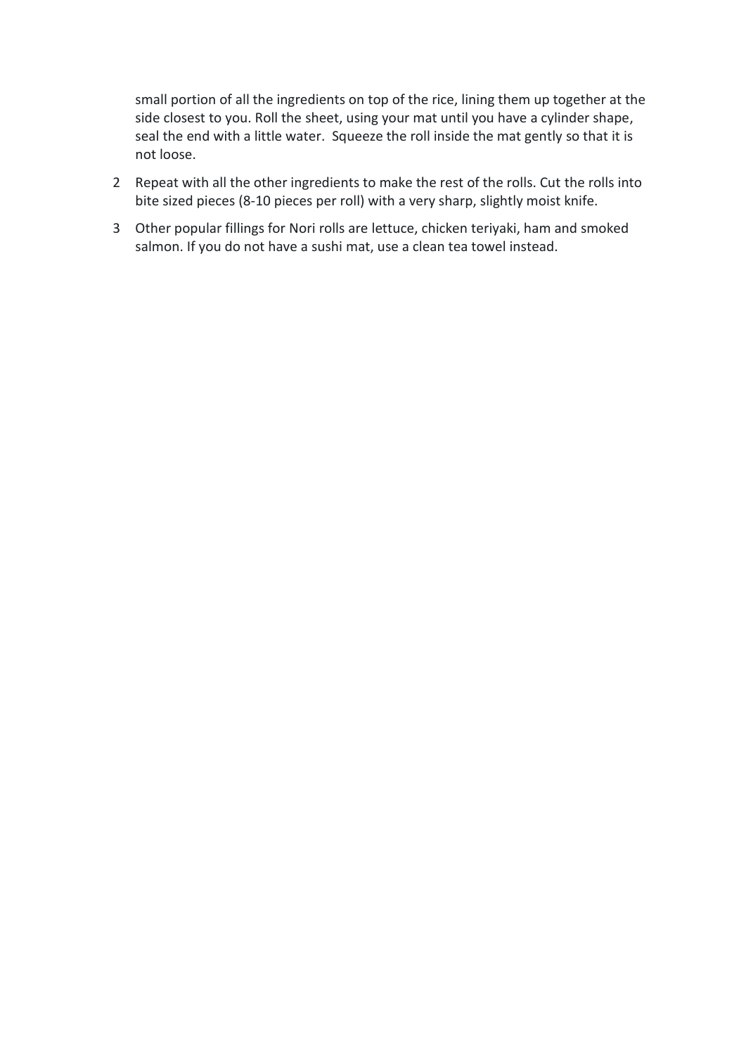small portion of all the ingredients on top of the rice, lining them up together at the side closest to you. Roll the sheet, using your mat until you have a cylinder shape, seal the end with a little water.  Squeeze the roll inside the mat gently so that it is not loose.

2. Repeat with all the other ingredients to make the rest of the rolls. Cut the rolls into bite sized pieces (8-10 pieces per roll) with a very sharp, slightly moist knife.

3. Other popular fillings for Nori rolls are lettuce, chicken teriyaki, ham and smoked salmon. If you do not have a sushi mat, use a clean tea towel instead.